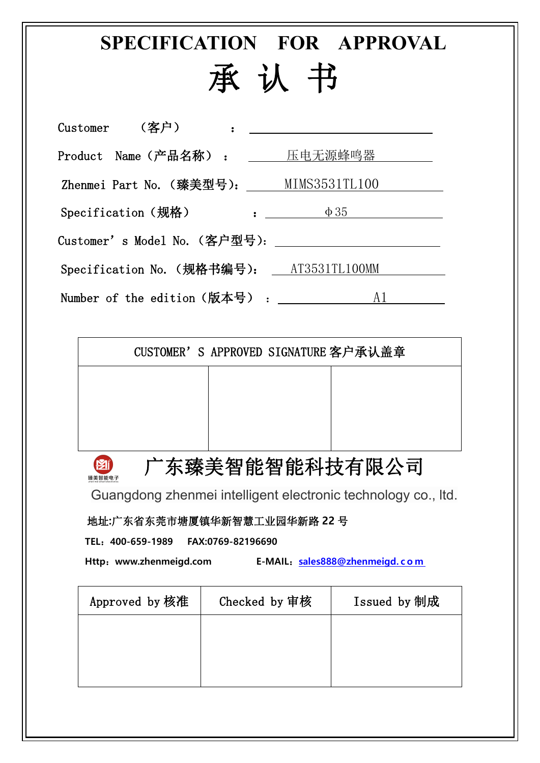# SPECIFICATION FOR APPROVAL

# 承 认 书

Customer （客户） ：

Product Name（产品名称） ： 压电无源蜂鸣器

Zhenmei Part No.（臻美型号）： MIMS3531TL100

Specification（规格） ： φ35

Customer’s Model No.（客户型号）：

Specification No.（规格书编号）： AT3531TL100MM

Number of the edition（版本号） ： A1

| CUSTOMER’S APPROVED SIGNATURE 客户承认盖章 | | |
|---|---|---|
| | | |

## 广东臻美智能智能科技有限公司

Guangdong zhenmei intelligent electronic technology co., ltd.

**地址:广东省东莞市塘厦镇华新智慧工业园华新路 22 号**

**TEL：400-659-1989 FAX:0769-82196690**

**Http：www.zhenmeigd.com E-MAIL：sales888@zhenmeigd.com**

| Approved by 核准 | Checked by 审核 | Issued by 制成 |
|---|---|---|
| | | |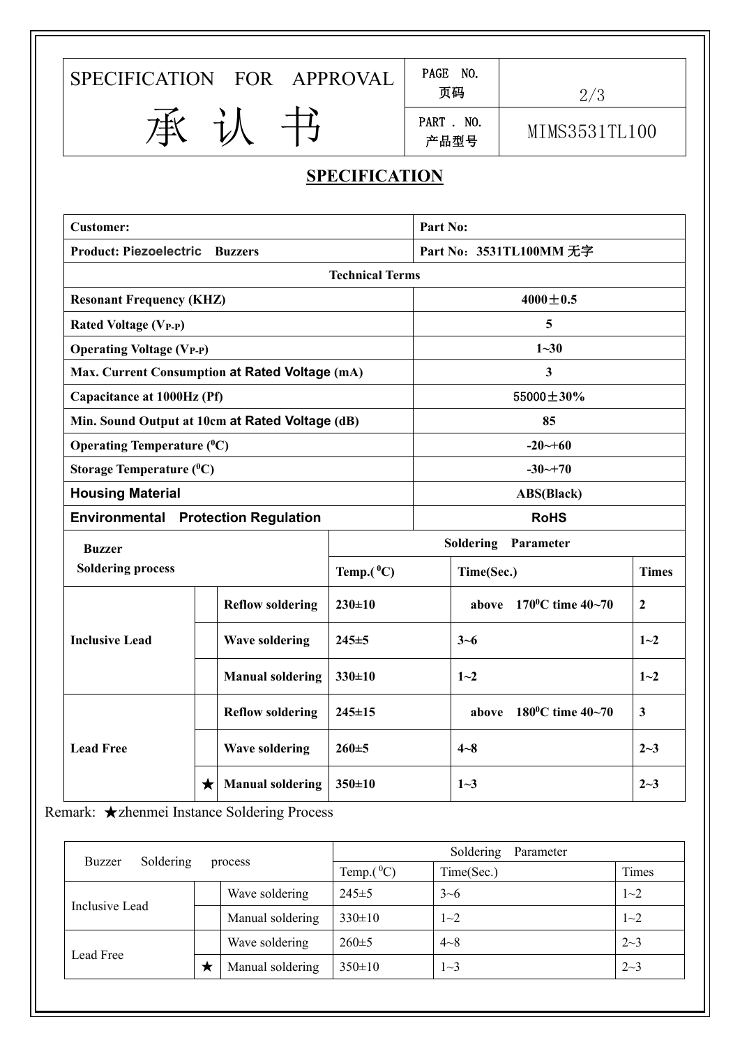| SPECIFICATION FOR APPROVAL<br>承 认 书 | PAGE NO.<br>页码 | 2/3 |
| --- | --- | --- |
| | PART . NO.<br>产品型号 | MIMS3531TL100 |

## SPECIFICATION

| Customer: | Part No: |
| --- | --- |
| Product: Piezoelectric Buzzers | Part No：3531TL100MM 无字 |
| Technical Terms | |
| Resonant Frequency (KHZ) | 4000±0.5 |
| Rated Voltage ($V_{P-P}$) | 5 |
| Operating Voltage ($V_{P-P}$) | 1~30 |
| Max. Current Consumption at Rated Voltage (mA) | 3 |
| Capacitance at 1000Hz (Pf) | 55000±30% |
| Min. Sound Output at 10cm at Rated Voltage (dB) | 85 |
| Operating Temperature ($^{0}$C) | -20~+60 |
| Storage Temperature ($^{0}$C) | -30~+70 |
| Housing Material | ABS(Black) |
| Environmental Protection Regulation | RoHS |

| Buzzer Soldering process | | | Soldering Parameter | | |
| --- | --- | --- | --- | --- | --- |
| | | | Temp.($^{0}$C) | Time(Sec.) | Times |
| Inclusive Lead | | Reflow soldering | 230±10 | above 170$^{0}$C time 40~70 | 2 |
| | | Wave soldering | 245±5 | 3~6 | 1~2 |
| | | Manual soldering | 330±10 | 1~2 | 1~2 |
| Lead Free | | Reflow soldering | 245±15 | above 180$^{0}$C time 40~70 | 3 |
| | | Wave soldering | 260±5 | 4~8 | 2~3 |
| | ★ | Manual soldering | 350±10 | 1~3 | 2~3 |

Remark: ★zhenmei Instance Soldering Process

| Buzzer Soldering process | | | Soldering Parameter | | |
| --- | --- | --- | --- | --- | --- |
| | | | Temp.($^{0}$C) | Time(Sec.) | Times |
| Inclusive Lead | | Wave soldering | 245±5 | 3~6 | 1~2 |
| | | Manual soldering | 330±10 | 1~2 | 1~2 |
| Lead Free | | Wave soldering | 260±5 | 4~8 | 2~3 |
| | ★ | Manual soldering | 350±10 | 1~3 | 2~3 |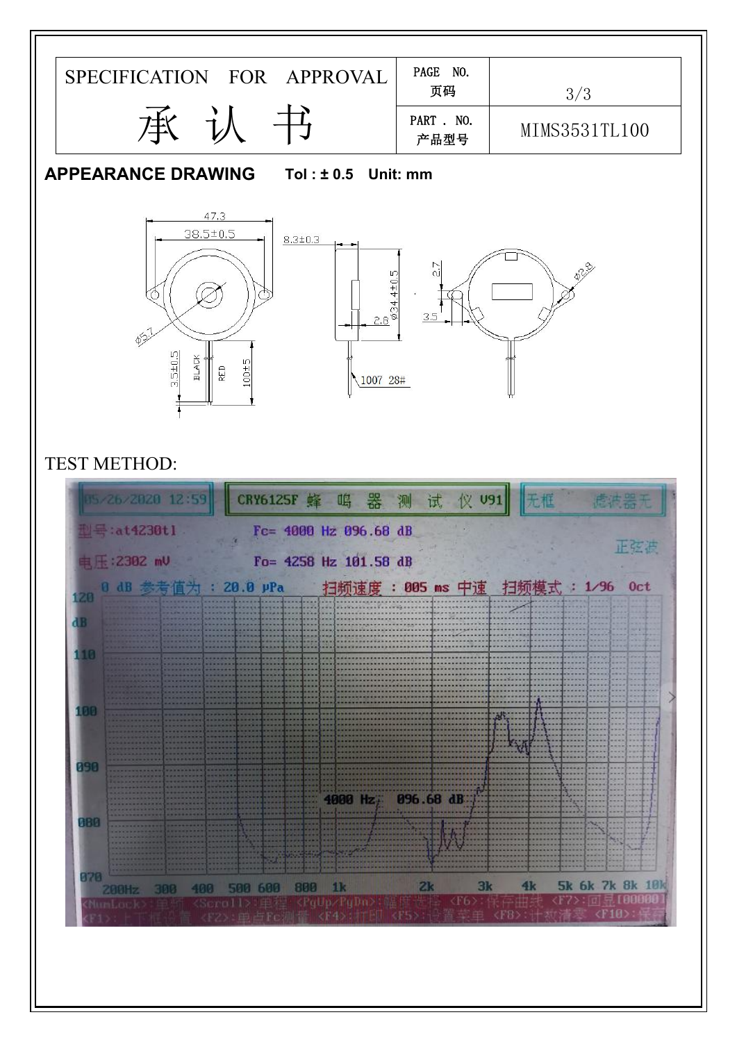| SPECIFICATION FOR APPROVAL 承 认 书 | PAGE NO. 页码 | 3/3 |
| --- | --- | --- |
| | PART . NO. 产品型号 | MIMS3531TL100 |

## APPEARANCE DRAWING

**Tol : ± 0.5 Unit: mm**

47.3
38.5±0.5
8.3±0.3
Ø5.7
Ø34.4±0.5
2.6
2.7
3.5
Ø2.8
3.5±0.5
BLACK
RED
100±5
1007 28#

## TEST METHOD:

05/26/2020 12:59
CRY6125F 蜂 鸣 器 测 试 仪 V91
无框 滤波器无
型号:at4230tl
电压:2302 mV
Fc= 4000 Hz 096.68 dB
Fo= 4258 Hz 101.58 dB
正弦波
0 dB 参考值为 : 20.0 μPa
扫频速度 : 005 ms 中速
扫频模式 : 1/96 Oct
120 dB
110
100
090
080
070
4000 Hz 096.68 dB
200Hz 300 400 500 600 800 1k 2k 3k 4k 5k 6k 7k 8k 10k